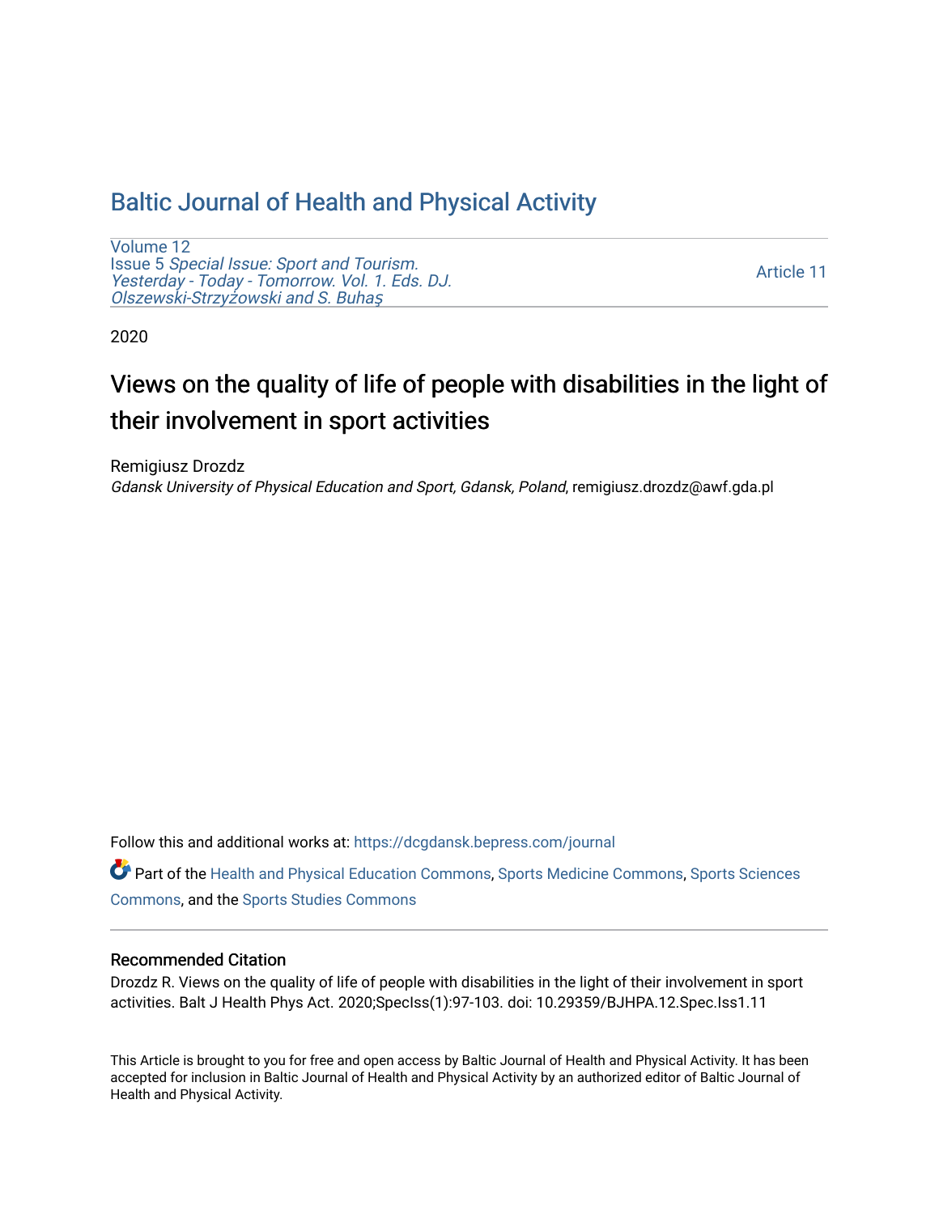# Baltic Journal of Health and Physical Activity

Volume 12
Issue 5 *Special Issue: Sport and Tourism. Yesterday - Today - Tomorrow. Vol. 1. Eds. DJ. Olszewski-Strzyżowski and S. Buhaş*

Article 11

2020

## Views on the quality of life of people with disabilities in the light of their involvement in sport activities

Remigiusz Drozdz
*Gdansk University of Physical Education and Sport, Gdansk, Poland*, remigiusz.drozdz@awf.gda.pl

Follow this and additional works at: https://dcgdansk.bepress.com/journal

Part of the Health and Physical Education Commons, Sports Medicine Commons, Sports Sciences Commons, and the Sports Studies Commons

### Recommended Citation

Drozdz R. Views on the quality of life of people with disabilities in the light of their involvement in sport activities. Balt J Health Phys Act. 2020;SpecIss(1):97-103. doi: 10.29359/BJHPA.12.Spec.Iss1.11

This Article is brought to you for free and open access by Baltic Journal of Health and Physical Activity. It has been accepted for inclusion in Baltic Journal of Health and Physical Activity by an authorized editor of Baltic Journal of Health and Physical Activity.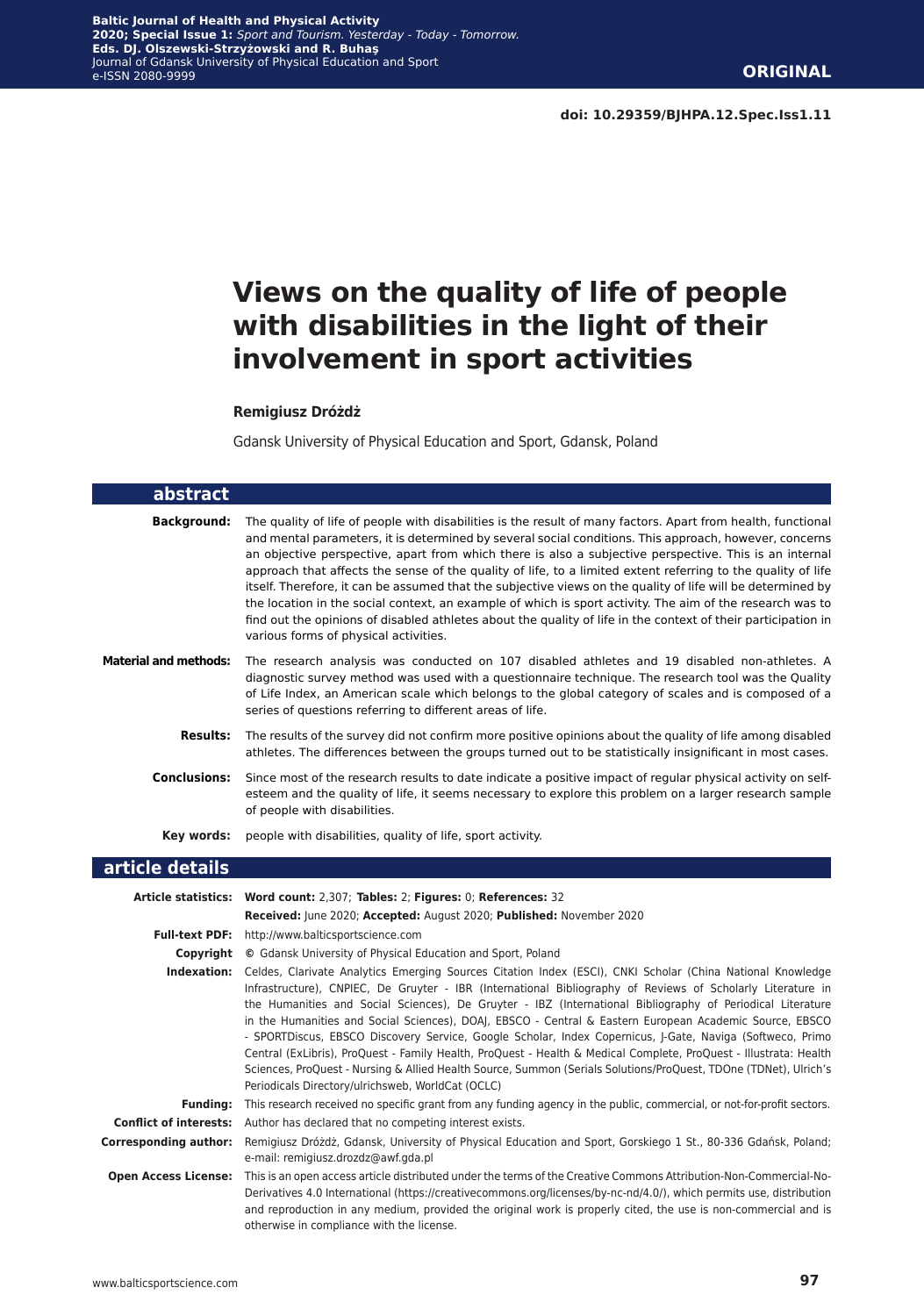# Views on the quality of life of people with disabilities in the light of their involvement in sport activities

**Remigiusz Dróżdż**

Gdansk University of Physical Education and Sport, Gdansk, Poland

## abstract

**Background:** The quality of life of people with disabilities is the result of many factors. Apart from health, functional and mental parameters, it is determined by several social conditions. This approach, however, concerns an objective perspective, apart from which there is also a subjective perspective. This is an internal approach that affects the sense of the quality of life, to a limited extent referring to the quality of life itself. Therefore, it can be assumed that the subjective views on the quality of life will be determined by the location in the social context, an example of which is sport activity. The aim of the research was to find out the opinions of disabled athletes about the quality of life in the context of their participation in various forms of physical activities.

**Material and methods:** The research analysis was conducted on 107 disabled athletes and 19 disabled non-athletes. A diagnostic survey method was used with a questionnaire technique. The research tool was the Quality of Life Index, an American scale which belongs to the global category of scales and is composed of a series of questions referring to different areas of life.

**Results:** The results of the survey did not confirm more positive opinions about the quality of life among disabled athletes. The differences between the groups turned out to be statistically insignificant in most cases.

**Conclusions:** Since most of the research results to date indicate a positive impact of regular physical activity on self-esteem and the quality of life, it seems necessary to explore this problem on a larger research sample of people with disabilities.

**Key words:** people with disabilities, quality of life, sport activity.

## article details

**Article statistics:** **Word count:** 2,307; **Tables:** 2; **Figures:** 0; **References:** 32
**Received:** June 2020; **Accepted:** August 2020; **Published:** November 2020

**Full-text PDF:** http://www.balticsportscience.com

**Copyright** © Gdansk University of Physical Education and Sport, Poland

**Indexation:** Celdes, Clarivate Analytics Emerging Sources Citation Index (ESCI), CNKI Scholar (China National Knowledge Infrastructure), CNPIEC, De Gruyter - IBR (International Bibliography of Reviews of Scholarly Literature in the Humanities and Social Sciences), De Gruyter - IBZ (International Bibliography of Periodical Literature in the Humanities and Social Sciences), DOAJ, EBSCO - Central & Eastern European Academic Source, EBSCO - SPORTDiscus, EBSCO Discovery Service, Google Scholar, Index Copernicus, J-Gate, Naviga (Softweco, Primo Central (ExLibris), ProQuest - Family Health, ProQuest - Health & Medical Complete, ProQuest - Illustrata: Health Sciences, ProQuest - Nursing & Allied Health Source, Summon (Serials Solutions/ProQuest, TDOne (TDNet), Ulrich's Periodicals Directory/ulrichsweb, WorldCat (OCLC)

**Funding:** This research received no specific grant from any funding agency in the public, commercial, or not-for-profit sectors.

**Conflict of interests:** Author has declared that no competing interest exists.

**Corresponding author:** Remigiusz Dróżdż, Gdansk, University of Physical Education and Sport, Gorskiego 1 St., 80-336 Gdańsk, Poland; e-mail: remigiusz.drozdz@awf.gda.pl

**Open Access License:** This is an open access article distributed under the terms of the Creative Commons Attribution-Non-Commercial-No-Derivatives 4.0 International (https://creativecommons.org/licenses/by-nc-nd/4.0/), which permits use, distribution and reproduction in any medium, provided the original work is properly cited, the use is non-commercial and is otherwise in compliance with the license.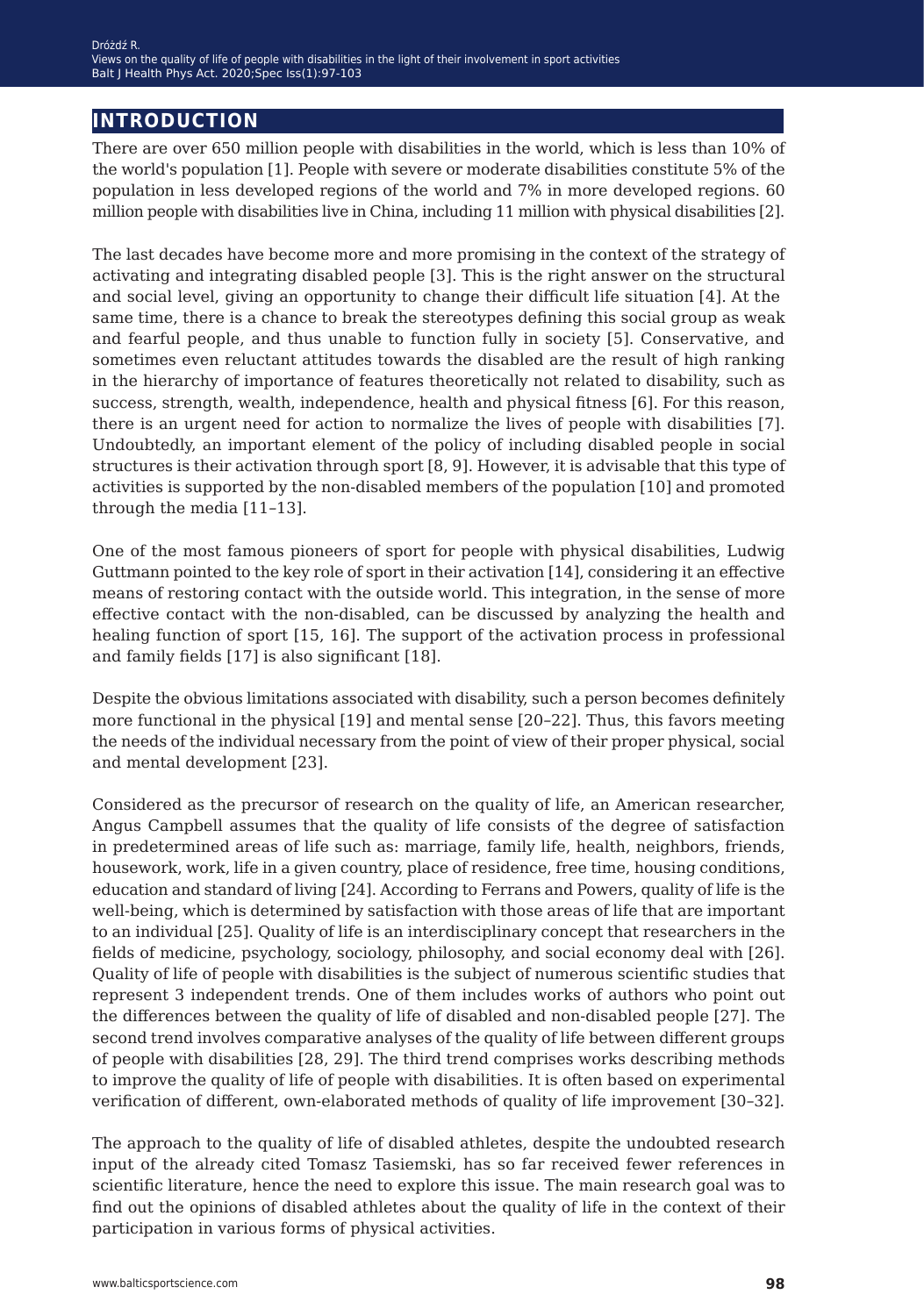## INTRODUCTION

There are over 650 million people with disabilities in the world, which is less than 10% of the world's population [1]. People with severe or moderate disabilities constitute 5% of the population in less developed regions of the world and 7% in more developed regions. 60 million people with disabilities live in China, including 11 million with physical disabilities [2].

The last decades have become more and more promising in the context of the strategy of activating and integrating disabled people [3]. This is the right answer on the structural and social level, giving an opportunity to change their difficult life situation [4]. At the same time, there is a chance to break the stereotypes defining this social group as weak and fearful people, and thus unable to function fully in society [5]. Conservative, and sometimes even reluctant attitudes towards the disabled are the result of high ranking in the hierarchy of importance of features theoretically not related to disability, such as success, strength, wealth, independence, health and physical fitness [6]. For this reason, there is an urgent need for action to normalize the lives of people with disabilities [7]. Undoubtedly, an important element of the policy of including disabled people in social structures is their activation through sport [8, 9]. However, it is advisable that this type of activities is supported by the non-disabled members of the population [10] and promoted through the media [11–13].

One of the most famous pioneers of sport for people with physical disabilities, Ludwig Guttmann pointed to the key role of sport in their activation [14], considering it an effective means of restoring contact with the outside world. This integration, in the sense of more effective contact with the non-disabled, can be discussed by analyzing the health and healing function of sport [15, 16]. The support of the activation process in professional and family fields [17] is also significant [18].

Despite the obvious limitations associated with disability, such a person becomes definitely more functional in the physical [19] and mental sense [20–22]. Thus, this favors meeting the needs of the individual necessary from the point of view of their proper physical, social and mental development [23].

Considered as the precursor of research on the quality of life, an American researcher, Angus Campbell assumes that the quality of life consists of the degree of satisfaction in predetermined areas of life such as: marriage, family life, health, neighbors, friends, housework, work, life in a given country, place of residence, free time, housing conditions, education and standard of living [24]. According to Ferrans and Powers, quality of life is the well-being, which is determined by satisfaction with those areas of life that are important to an individual [25]. Quality of life is an interdisciplinary concept that researchers in the fields of medicine, psychology, sociology, philosophy, and social economy deal with [26]. Quality of life of people with disabilities is the subject of numerous scientific studies that represent 3 independent trends. One of them includes works of authors who point out the differences between the quality of life of disabled and non-disabled people [27]. The second trend involves comparative analyses of the quality of life between different groups of people with disabilities [28, 29]. The third trend comprises works describing methods to improve the quality of life of people with disabilities. It is often based on experimental verification of different, own-elaborated methods of quality of life improvement [30–32].

The approach to the quality of life of disabled athletes, despite the undoubted research input of the already cited Tomasz Tasiemski, has so far received fewer references in scientific literature, hence the need to explore this issue. The main research goal was to find out the opinions of disabled athletes about the quality of life in the context of their participation in various forms of physical activities.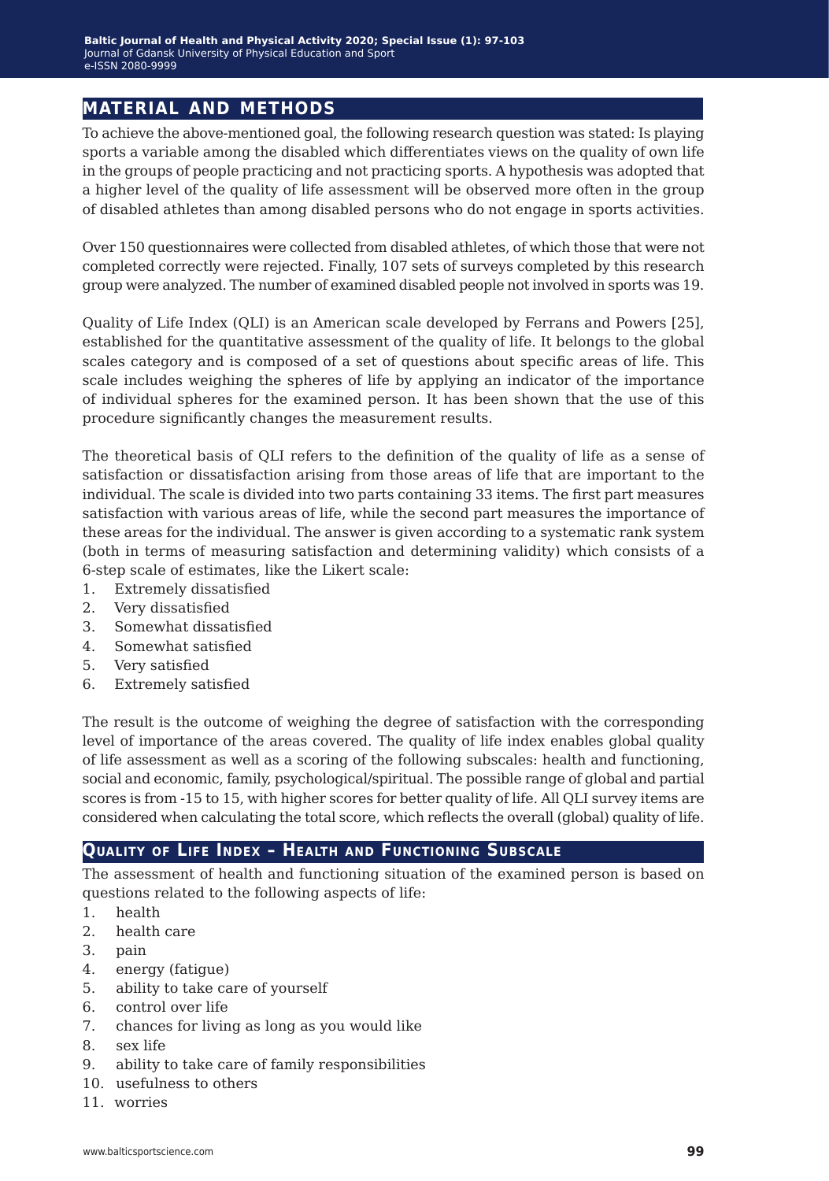## MATERIAL AND METHODS

To achieve the above-mentioned goal, the following research question was stated: Is playing sports a variable among the disabled which differentiates views on the quality of own life in the groups of people practicing and not practicing sports. A hypothesis was adopted that a higher level of the quality of life assessment will be observed more often in the group of disabled athletes than among disabled persons who do not engage in sports activities.

Over 150 questionnaires were collected from disabled athletes, of which those that were not completed correctly were rejected. Finally, 107 sets of surveys completed by this research group were analyzed. The number of examined disabled people not involved in sports was 19.

Quality of Life Index (QLI) is an American scale developed by Ferrans and Powers [25], established for the quantitative assessment of the quality of life. It belongs to the global scales category and is composed of a set of questions about specific areas of life. This scale includes weighing the spheres of life by applying an indicator of the importance of individual spheres for the examined person. It has been shown that the use of this procedure significantly changes the measurement results.

The theoretical basis of QLI refers to the definition of the quality of life as a sense of satisfaction or dissatisfaction arising from those areas of life that are important to the individual. The scale is divided into two parts containing 33 items. The first part measures satisfaction with various areas of life, while the second part measures the importance of these areas for the individual. The answer is given according to a systematic rank system (both in terms of measuring satisfaction and determining validity) which consists of a 6-step scale of estimates, like the Likert scale:

1. Extremely dissatisfied
2. Very dissatisfied
3. Somewhat dissatisfied
4. Somewhat satisfied
5. Very satisfied
6. Extremely satisfied

The result is the outcome of weighing the degree of satisfaction with the corresponding level of importance of the areas covered. The quality of life index enables global quality of life assessment as well as a scoring of the following subscales: health and functioning, social and economic, family, psychological/spiritual. The possible range of global and partial scores is from -15 to 15, with higher scores for better quality of life. All QLI survey items are considered when calculating the total score, which reflects the overall (global) quality of life.

### Quality of Life Index – Health and Functioning Subscale

The assessment of health and functioning situation of the examined person is based on questions related to the following aspects of life:

1. health
2. health care
3. pain
4. energy (fatigue)
5. ability to take care of yourself
6. control over life
7. chances for living as long as you would like
8. sex life
9. ability to take care of family responsibilities
10. usefulness to others
11. worries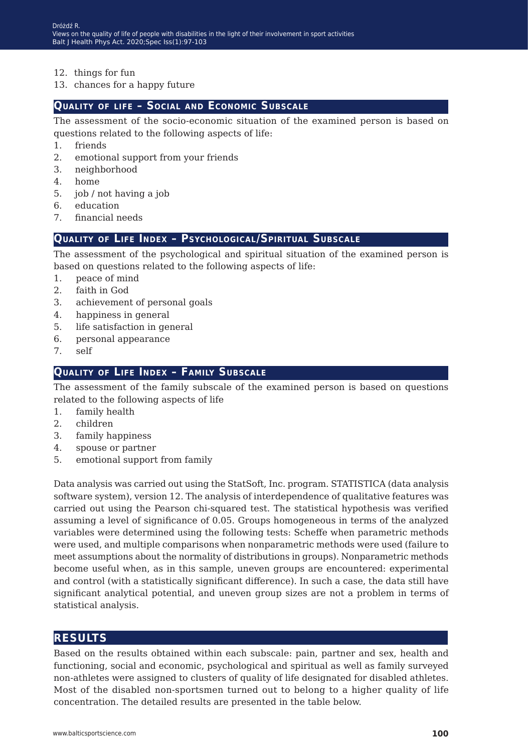12. things for fun
13. chances for a happy future

### Quality of life – Social and Economic Subscale

The assessment of the socio-economic situation of the examined person is based on questions related to the following aspects of life:

1. friends
2. emotional support from your friends
3. neighborhood
4. home
5. job / not having a job
6. education
7. financial needs

### Quality of Life Index – Psychological/Spiritual Subscale

The assessment of the psychological and spiritual situation of the examined person is based on questions related to the following aspects of life:

1. peace of mind
2. faith in God
3. achievement of personal goals
4. happiness in general
5. life satisfaction in general
6. personal appearance
7. self

### Quality of Life Index – Family Subscale

The assessment of the family subscale of the examined person is based on questions related to the following aspects of life

1. family health
2. children
3. family happiness
4. spouse or partner
5. emotional support from family

Data analysis was carried out using the StatSoft, Inc. program. STATISTICA (data analysis software system), version 12. The analysis of interdependence of qualitative features was carried out using the Pearson chi-squared test. The statistical hypothesis was verified assuming a level of significance of 0.05. Groups homogeneous in terms of the analyzed variables were determined using the following tests: Scheffe when parametric methods were used, and multiple comparisons when nonparametric methods were used (failure to meet assumptions about the normality of distributions in groups). Nonparametric methods become useful when, as in this sample, uneven groups are encountered: experimental and control (with a statistically significant difference). In such a case, the data still have significant analytical potential, and uneven group sizes are not a problem in terms of statistical analysis.

## RESULTS

Based on the results obtained within each subscale: pain, partner and sex, health and functioning, social and economic, psychological and spiritual as well as family surveyed non-athletes were assigned to clusters of quality of life designated for disabled athletes. Most of the disabled non-sportsmen turned out to belong to a higher quality of life concentration. The detailed results are presented in the table below.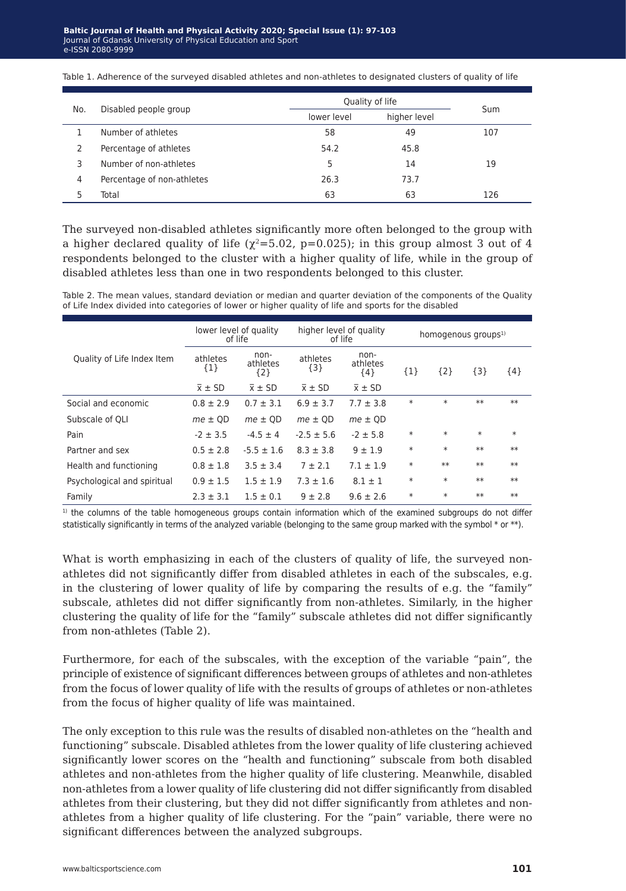Table 1. Adherence of the surveyed disabled athletes and non-athletes to designated clusters of quality of life

| No. | Disabled people group | Quality of life | | Sum |
|---|---|---|---|---|
| | | lower level | higher level | |
| 1 | Number of athletes | 58 | 49 | 107 |
| 2 | Percentage of athletes | 54.2 | 45.8 | |
| 3 | Number of non-athletes | 5 | 14 | 19 |
| 4 | Percentage of non-athletes | 26.3 | 73.7 | |
| 5 | Total | 63 | 63 | 126 |

The surveyed non-disabled athletes significantly more often belonged to the group with a higher declared quality of life ($\chi^2$=5.02, p=0.025); in this group almost 3 out of 4 respondents belonged to the cluster with a higher quality of life, while in the group of disabled athletes less than one in two respondents belonged to this cluster.

Table 2. The mean values, standard deviation or median and quarter deviation of the components of the Quality of Life Index divided into categories of lower or higher quality of life and sports for the disabled

| Quality of Life Index Item | lower level of quality of life | | higher level of quality of life | | homogenous groups[1] | | | |
|---|---|---|---|---|---|---|---|---|
| | athletes {1} | non-athletes {2} | athletes {3} | non-athletes {4} | {1} | {2} | {3} | {4} |
| | $\bar{x}$ ± SD | $\bar{x}$ ± SD | $\bar{x}$ ± SD | $\bar{x}$ ± SD | | | | |
| Social and economic | 0.8 ± 2.9 | 0.7 ± 3.1 | 6.9 ± 3.7 | 7.7 ± 3.8 | * | * | ** | ** |
| Subscale of QLI | *me* ± QD | *me* ± QD | *me* ± QD | *me* ± QD | | | | |
| Pain | -2 ± 3.5 | -4.5 ± 4 | -2.5 ± 5.6 | -2 ± 5.8 | * | * | * | * |
| Partner and sex | 0.5 ± 2.8 | -5.5 ± 1.6 | 8.3 ± 3.8 | 9 ± 1.9 | * | * | ** | ** |
| Health and functioning | 0.8 ± 1.8 | 3.5 ± 3.4 | 7 ± 2.1 | 7.1 ± 1.9 | * | ** | ** | ** |
| Psychological and spiritual | 0.9 ± 1.5 | 1.5 ± 1.9 | 7.3 ± 1.6 | 8.1 ± 1 | * | * | ** | ** |
| Family | 2.3 ± 3.1 | 1.5 ± 0.1 | 9 ± 2.8 | 9.6 ± 2.6 | * | * | ** | ** |

[1] the columns of the table homogeneous groups contain information which of the examined subgroups do not differ statistically significantly in terms of the analyzed variable (belonging to the same group marked with the symbol * or **).

What is worth emphasizing in each of the clusters of quality of life, the surveyed non-athletes did not significantly differ from disabled athletes in each of the subscales, e.g. in the clustering of lower quality of life by comparing the results of e.g. the "family" subscale, athletes did not differ significantly from non-athletes. Similarly, in the higher clustering the quality of life for the "family" subscale athletes did not differ significantly from non-athletes (Table 2).

Furthermore, for each of the subscales, with the exception of the variable "pain", the principle of existence of significant differences between groups of athletes and non-athletes from the focus of lower quality of life with the results of groups of athletes or non-athletes from the focus of higher quality of life was maintained.

The only exception to this rule was the results of disabled non-athletes on the "health and functioning" subscale. Disabled athletes from the lower quality of life clustering achieved significantly lower scores on the "health and functioning" subscale from both disabled athletes and non-athletes from the higher quality of life clustering. Meanwhile, disabled non-athletes from a lower quality of life clustering did not differ significantly from disabled athletes from their clustering, but they did not differ significantly from athletes and non-athletes from a higher quality of life clustering. For the "pain" variable, there were no significant differences between the analyzed subgroups.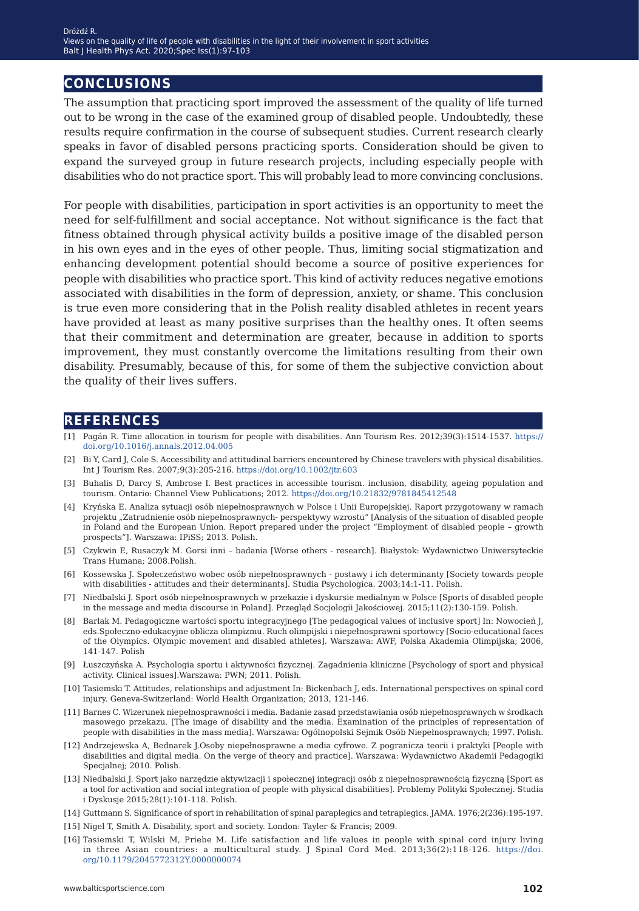## CONCLUSIONS

The assumption that practicing sport improved the assessment of the quality of life turned out to be wrong in the case of the examined group of disabled people. Undoubtedly, these results require confirmation in the course of subsequent studies. Current research clearly speaks in favor of disabled persons practicing sports. Consideration should be given to expand the surveyed group in future research projects, including especially people with disabilities who do not practice sport. This will probably lead to more convincing conclusions.

For people with disabilities, participation in sport activities is an opportunity to meet the need for self-fulfillment and social acceptance. Not without significance is the fact that fitness obtained through physical activity builds a positive image of the disabled person in his own eyes and in the eyes of other people. Thus, limiting social stigmatization and enhancing development potential should become a source of positive experiences for people with disabilities who practice sport. This kind of activity reduces negative emotions associated with disabilities in the form of depression, anxiety, or shame. This conclusion is true even more considering that in the Polish reality disabled athletes in recent years have provided at least as many positive surprises than the healthy ones. It often seems that their commitment and determination are greater, because in addition to sports improvement, they must constantly overcome the limitations resulting from their own disability. Presumably, because of this, for some of them the subjective conviction about the quality of their lives suffers.

## REFERENCES

[1] Pagán R. Time allocation in tourism for people with disabilities. Ann Tourism Res. 2012;39(3):1514-1537. https://doi.org/10.1016/j.annals.2012.04.005

[2] Bi Y, Card J, Cole S. Accessibility and attitudinal barriers encountered by Chinese travelers with physical disabilities. Int J Tourism Res. 2007;9(3):205-216. https://doi.org/10.1002/jtr.603

[3] Buhalis D, Darcy S, Ambrose I. Best practices in accessible tourism. inclusion, disability, ageing population and tourism. Ontario: Channel View Publications; 2012. https://doi.org/10.21832/9781845412548

[4] Kryńska E. Analiza sytuacji osób niepełnosprawnych w Polsce i Unii Europejskiej. Raport przygotowany w ramach projektu „Zatrudnienie osób niepełnosprawnych- perspektywy wzrostu" [Analysis of the situation of disabled people in Poland and the European Union. Report prepared under the project "Employment of disabled people – growth prospects"]. Warszawa: IPiSS; 2013. Polish.

[5] Czykwin E, Rusaczyk M. Gorsi inni – badania [Worse others - research]. Białystok: Wydawnictwo Uniwersyteckie Trans Humana; 2008.Polish.

[6] Kossewska J. Społeczeństwo wobec osób niepełnosprawnych - postawy i ich determinanty [Society towards people with disabilities - attitudes and their determinants]. Studia Psychologica. 2003;14:1-11. Polish.

[7] Niedbalski J. Sport osób niepełnosprawnych w przekazie i dyskursie medialnym w Polsce [Sports of disabled people in the message and media discourse in Poland]. Przegląd Socjologii Jakościowej. 2015;11(2):130-159. Polish.

[8] Barlak M. Pedagogiczne wartości sportu integracyjnego [The pedagogical values of inclusive sport] In: Nowocień J, eds.Społeczno-edukacyjne oblicza olimpizmu. Ruch olimpijski i niepełnosprawni sportowcy [Socio-educational faces of the Olympics. Olympic movement and disabled athletes]. Warszawa: AWF, Polska Akademia Olimpijska; 2006, 141-147. Polish

[9] Łuszczyńska A. Psychologia sportu i aktywności fizycznej. Zagadnienia kliniczne [Psychology of sport and physical activity. Clinical issues].Warszawa: PWN; 2011. Polish.

[10] Tasiemski T. Attitudes, relationships and adjustment In: Bickenbach J, eds. International perspectives on spinal cord injury. Geneva-Switzerland: World Health Organization; 2013, 121-146.

[11] Barnes C. Wizerunek niepełnosprawności i media. Badanie zasad przedstawiania osób niepełnosprawnych w środkach masowego przekazu. [The image of disability and the media. Examination of the principles of representation of people with disabilities in the mass media]. Warszawa: Ogólnopolski Sejmik Osób Niepełnosprawnych; 1997. Polish.

[12] Andrzejewska A, Bednarek J.Osoby niepełnosprawne a media cyfrowe. Z pogranicza teorii i praktyki [People with disabilities and digital media. On the verge of theory and practice]. Warszawa: Wydawnictwo Akademii Pedagogiki Specjalnej; 2010. Polish.

[13] Niedbalski J. Sport jako narzędzie aktywizacji i społecznej integracji osób z niepełnosprawnością fizyczną [Sport as a tool for activation and social integration of people with physical disabilities]. Problemy Polityki Społecznej. Studia i Dyskusje 2015;28(1):101-118. Polish.

[14] Guttmann S. Significance of sport in rehabilitation of spinal paraplegics and tetraplegics. JAMA. 1976;2(236):195-197.

[15] Nigel T, Smith A. Disability, sport and society. London: Tayler & Francis; 2009.

[16] Tasiemski T, Wilski M, Priebe M. Life satisfaction and life values in people with spinal cord injury living in three Asian countries: a multicultural study. J Spinal Cord Med. 2013;36(2):118-126. https://doi.org/10.1179/2045772312Y.0000000074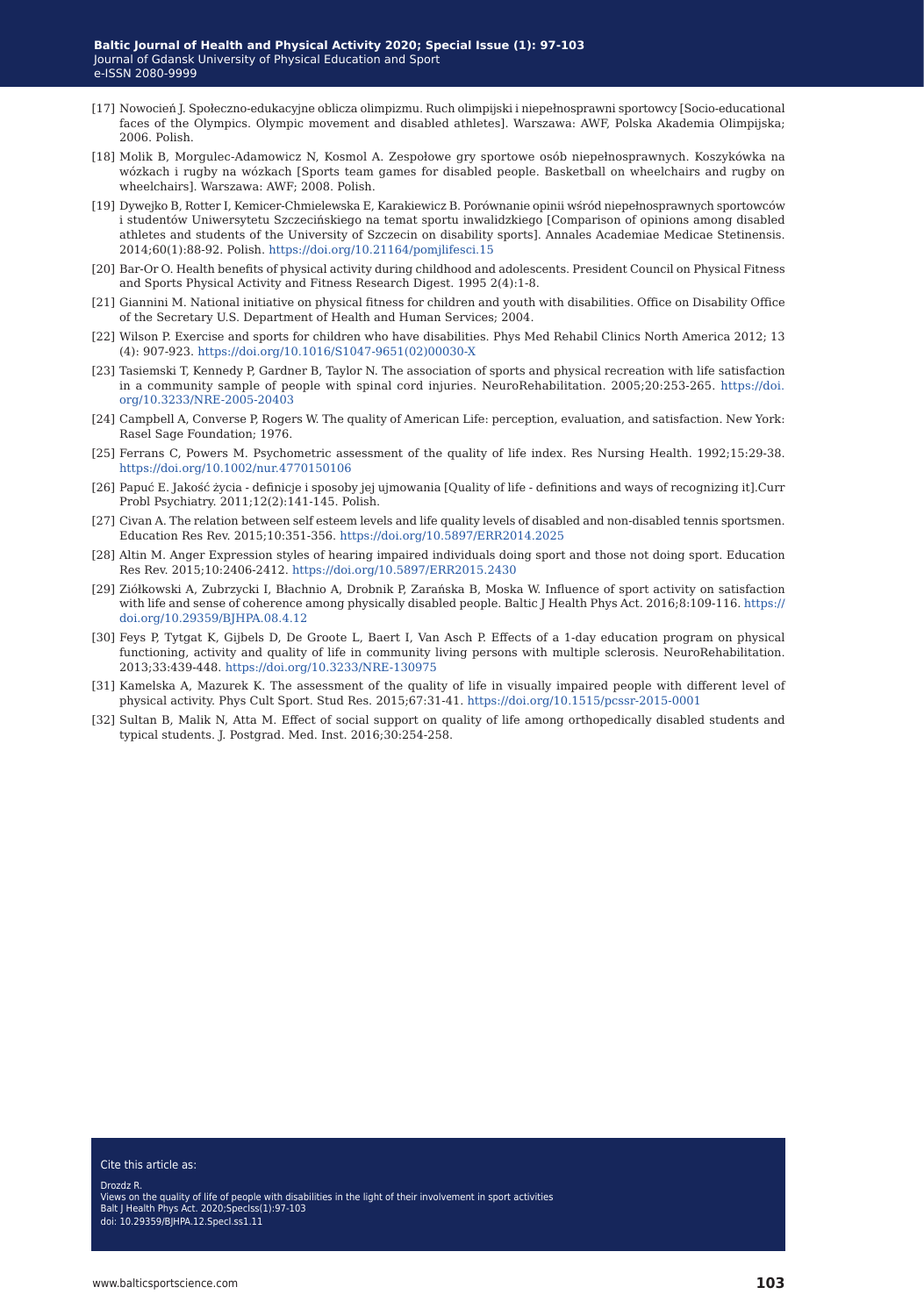[17] Nowocień J. Społeczno-edukacyjne oblicza olimpizmu. Ruch olimpijski i niepełnosprawni sportowcy [Socio-educational faces of the Olympics. Olympic movement and disabled athletes]. Warszawa: AWF, Polska Akademia Olimpijska; 2006. Polish.

[18] Molik B, Morgulec-Adamowicz N, Kosmol A. Zespołowe gry sportowe osób niepełnosprawnych. Koszykówka na wózkach i rugby na wózkach [Sports team games for disabled people. Basketball on wheelchairs and rugby on wheelchairs]. Warszawa: AWF; 2008. Polish.

[19] Dywejko B, Rotter I, Kemicer-Chmielewska E, Karakiewicz B. Porównanie opinii wśród niepełnosprawnych sportowców i studentów Uniwersytetu Szczecińskiego na temat sportu inwalidzkiego [Comparison of opinions among disabled athletes and students of the University of Szczecin on disability sports]. Annales Academiae Medicae Stetinensis. 2014;60(1):88-92. Polish. https://doi.org/10.21164/pomjlifesci.15

[20] Bar-Or O. Health benefits of physical activity during childhood and adolescents. President Council on Physical Fitness and Sports Physical Activity and Fitness Research Digest. 1995 2(4):1-8.

[21] Giannini M. National initiative on physical fitness for children and youth with disabilities. Office on Disability Office of the Secretary U.S. Department of Health and Human Services; 2004.

[22] Wilson P. Exercise and sports for children who have disabilities. Phys Med Rehabil Clinics North America 2012; 13 (4): 907-923. https://doi.org/10.1016/S1047-9651(02)00030-X

[23] Tasiemski T, Kennedy P, Gardner B, Taylor N. The association of sports and physical recreation with life satisfaction in a community sample of people with spinal cord injuries. NeuroRehabilitation. 2005;20:253-265. https://doi.org/10.3233/NRE-2005-20403

[24] Campbell A, Converse P, Rogers W. The quality of American Life: perception, evaluation, and satisfaction. New York: Rasel Sage Foundation; 1976.

[25] Ferrans C, Powers M. Psychometric assessment of the quality of life index. Res Nursing Health. 1992;15:29-38. https://doi.org/10.1002/nur.4770150106

[26] Papuć E. Jakość życia - definicje i sposoby jej ujmowania [Quality of life - definitions and ways of recognizing it].Curr Probl Psychiatry. 2011;12(2):141-145. Polish.

[27] Civan A. The relation between self esteem levels and life quality levels of disabled and non-disabled tennis sportsmen. Education Res Rev. 2015;10:351-356. https://doi.org/10.5897/ERR2014.2025

[28] Altin M. Anger Expression styles of hearing impaired individuals doing sport and those not doing sport. Education Res Rev. 2015;10:2406-2412. https://doi.org/10.5897/ERR2015.2430

[29] Ziółkowski A, Zubrzycki I, Błachnio A, Drobnik P, Zarańska B, Moska W. Influence of sport activity on satisfaction with life and sense of coherence among physically disabled people. Baltic J Health Phys Act. 2016;8:109-116. https://doi.org/10.29359/BJHPA.08.4.12

[30] Feys P, Tytgat K, Gijbels D, De Groote L, Baert I, Van Asch P. Effects of a 1-day education program on physical functioning, activity and quality of life in community living persons with multiple sclerosis. NeuroRehabilitation. 2013;33:439-448. https://doi.org/10.3233/NRE-130975

[31] Kamelska A, Mazurek K. The assessment of the quality of life in visually impaired people with different level of physical activity. Phys Cult Sport. Stud Res. 2015;67:31-41. https://doi.org/10.1515/pcssr-2015-0001

[32] Sultan B, Malik N, Atta M. Effect of social support on quality of life among orthopedically disabled students and typical students. J. Postgrad. Med. Inst. 2016;30:254-258.

Cite this article as:

Drozdz R.
Views on the quality of life of people with disabilities in the light of their involvement in sport activities
Balt J Health Phys Act. 2020;SpecIss(1):97-103
doi: 10.29359/BJHPA.12.Spec.Iss1.11